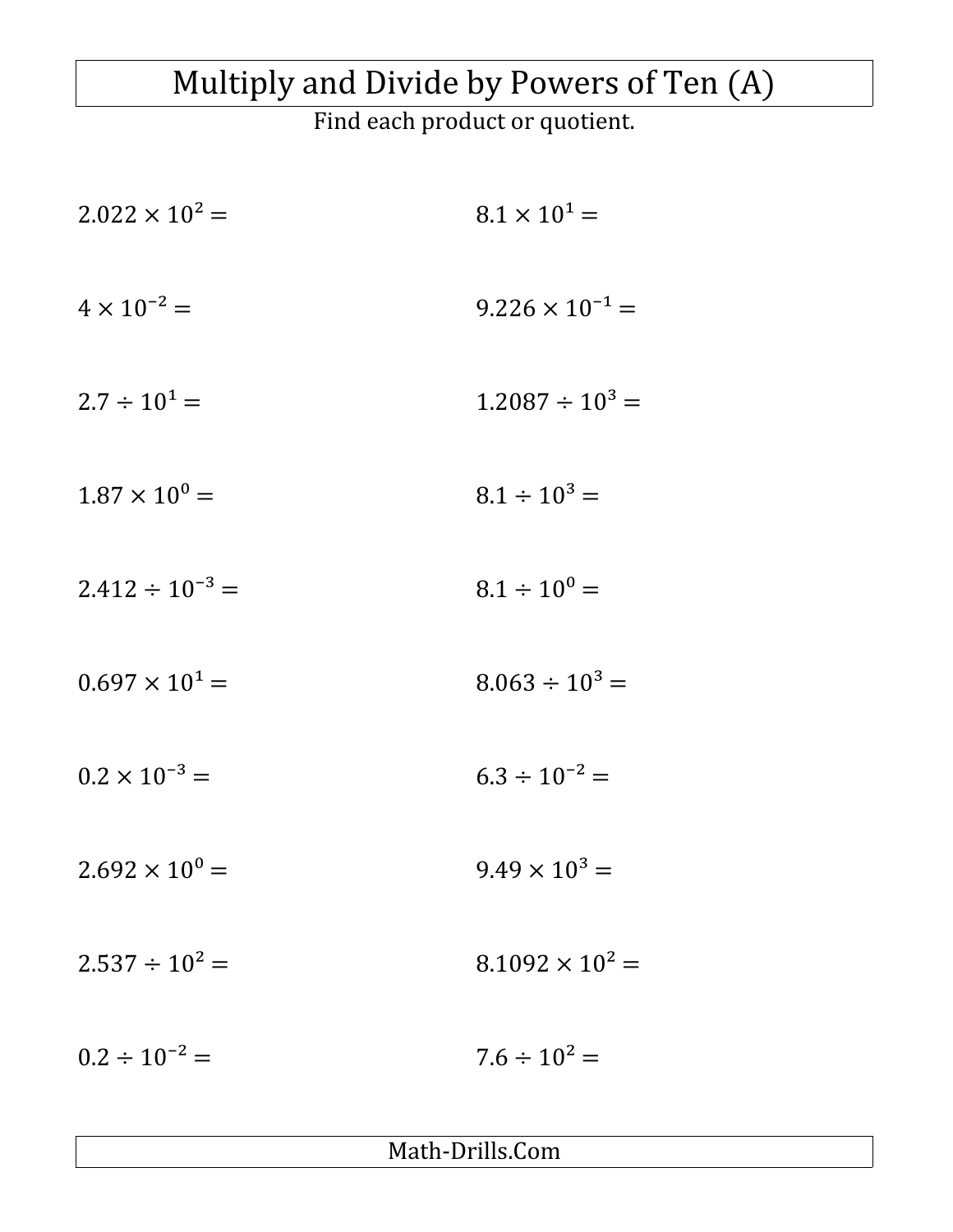# Multiply and Divide by Powers of Ten (A)

Find each product or quotient.

$2.022 \times 10^{2} =$

$8.1 \times 10^{1} =$

$4 \times 10^{-2} =$

$9.226 \times 10^{-1} =$

$2.7 \div 10^{1} =$

$1.2087 \div 10^{3} =$

$1.87 \times 10^{0} =$

$8.1 \div 10^{3} =$

$2.412 \div 10^{-3} =$

$8.1 \div 10^{0} =$

$0.697 \times 10^{1} =$

$8.063 \div 10^{3} =$

$0.2 \times 10^{-3} =$

$6.3 \div 10^{-2} =$

$2.692 \times 10^{0} =$

$9.49 \times 10^{3} =$

$2.537 \div 10^{2} =$

$8.1092 \times 10^{2} =$

$0.2 \div 10^{-2} =$

$7.6 \div 10^{2} =$

Math-Drills.Com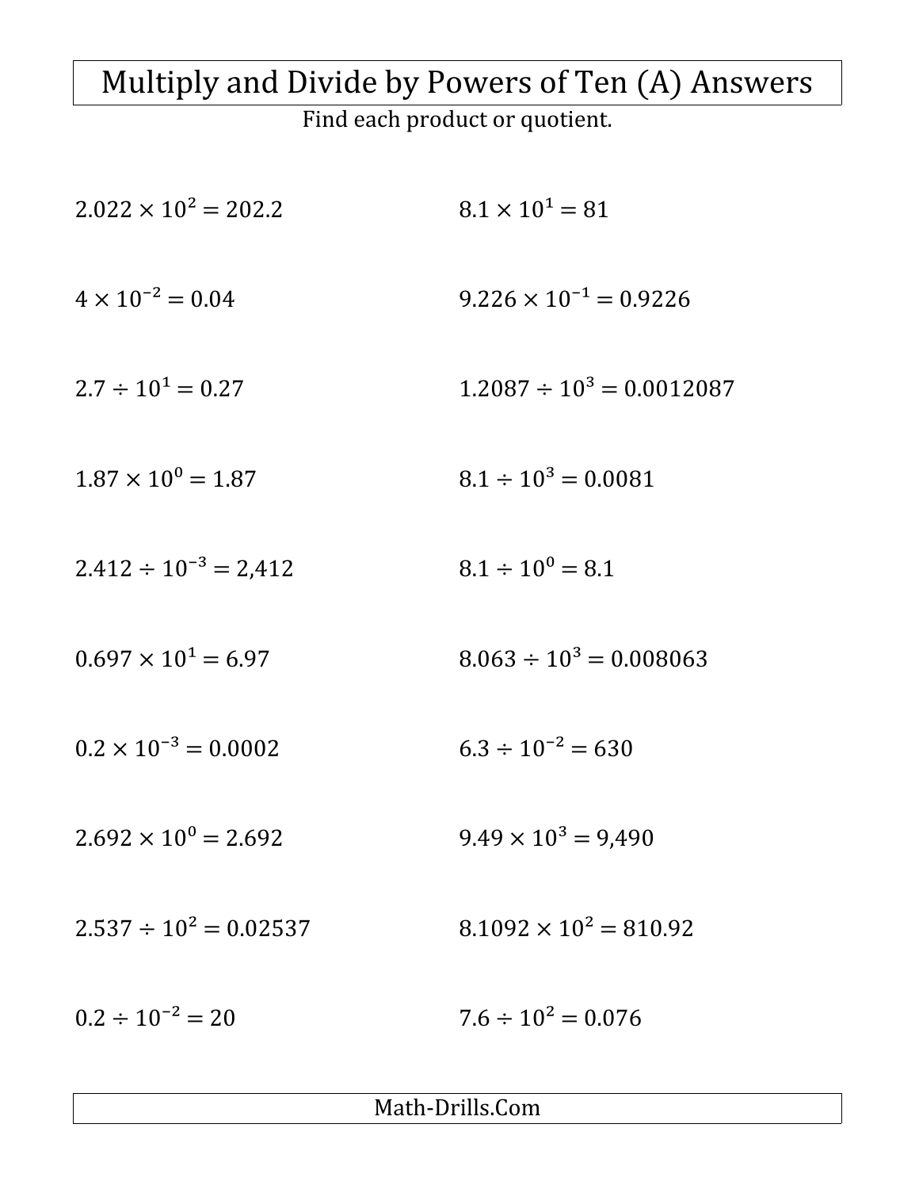# Multiply and Divide by Powers of Ten (A) Answers

Find each product or quotient.

$2.022 \times 10^{2} = 202.2$

$8.1 \times 10^{1} = 81$

$4 \times 10^{-2} = 0.04$

$9.226 \times 10^{-1} = 0.9226$

$2.7 \div 10^{1} = 0.27$

$1.2087 \div 10^{3} = 0.0012087$

$1.87 \times 10^{0} = 1.87$

$8.1 \div 10^{3} = 0.0081$

$2.412 \div 10^{-3} = 2{,}412$

$8.1 \div 10^{0} = 8.1$

$0.697 \times 10^{1} = 6.97$

$8.063 \div 10^{3} = 0.008063$

$0.2 \times 10^{-3} = 0.0002$

$6.3 \div 10^{-2} = 630$

$2.692 \times 10^{0} = 2.692$

$9.49 \times 10^{3} = 9{,}490$

$2.537 \div 10^{2} = 0.02537$

$8.1092 \times 10^{2} = 810.92$

$0.2 \div 10^{-2} = 20$

$7.6 \div 10^{2} = 0.076$

Math-Drills.Com